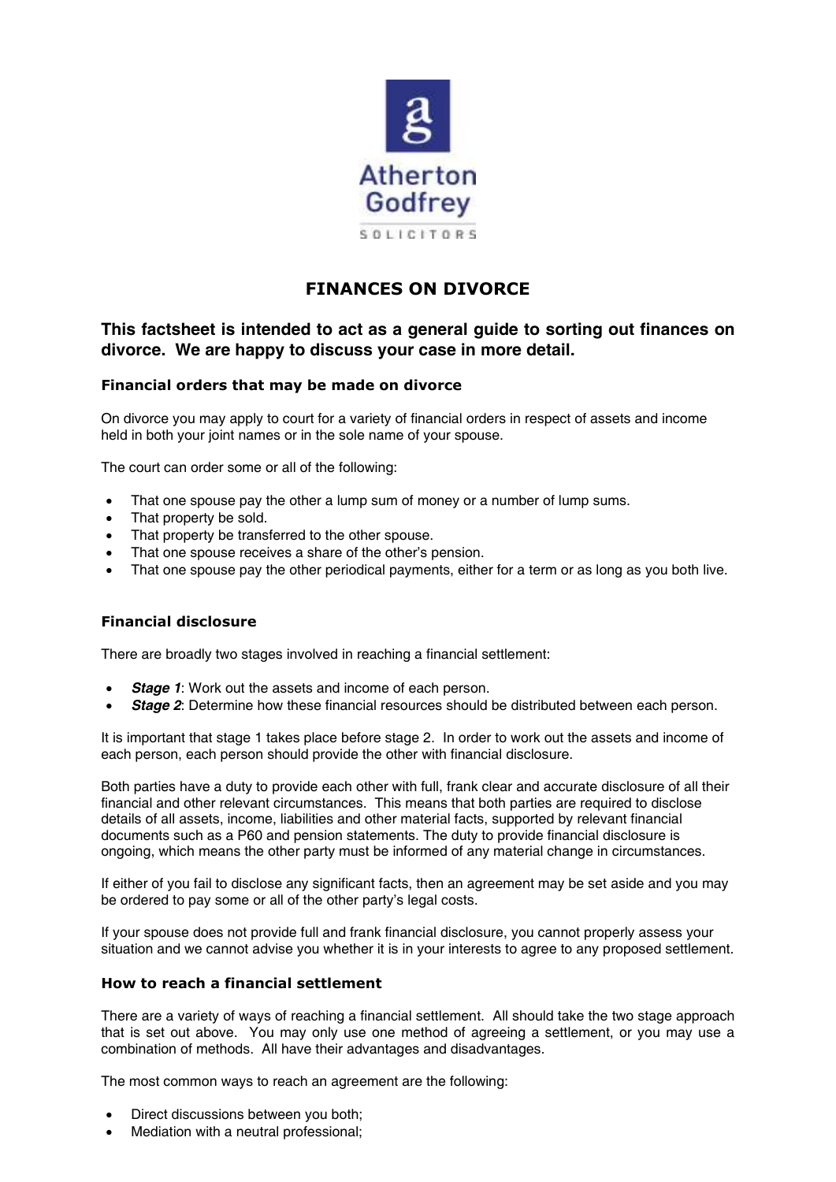Atherton Godfrey

SOLICITORS

# FINANCES ON DIVORCE

## This factsheet is intended to act as a general guide to sorting out finances on divorce. We are happy to discuss your case in more detail.

### Financial orders that may be made on divorce

On divorce you may apply to court for a variety of financial orders in respect of assets and income held in both your joint names or in the sole name of your spouse.

The court can order some or all of the following:

- That one spouse pay the other a lump sum of money or a number of lump sums.
- That property be sold.
- That property be transferred to the other spouse.
- That one spouse receives a share of the other's pension.
- That one spouse pay the other periodical payments, either for a term or as long as you both live.

### Financial disclosure

There are broadly two stages involved in reaching a financial settlement:

- ***Stage 1***: Work out the assets and income of each person.
- ***Stage 2***: Determine how these financial resources should be distributed between each person.

It is important that stage 1 takes place before stage 2. In order to work out the assets and income of each person, each person should provide the other with financial disclosure.

Both parties have a duty to provide each other with full, frank clear and accurate disclosure of all their financial and other relevant circumstances. This means that both parties are required to disclose details of all assets, income, liabilities and other material facts, supported by relevant financial documents such as a P60 and pension statements. The duty to provide financial disclosure is ongoing, which means the other party must be informed of any material change in circumstances.

If either of you fail to disclose any significant facts, then an agreement may be set aside and you may be ordered to pay some or all of the other party's legal costs.

If your spouse does not provide full and frank financial disclosure, you cannot properly assess your situation and we cannot advise you whether it is in your interests to agree to any proposed settlement.

### How to reach a financial settlement

There are a variety of ways of reaching a financial settlement. All should take the two stage approach that is set out above. You may only use one method of agreeing a settlement, or you may use a combination of methods. All have their advantages and disadvantages.

The most common ways to reach an agreement are the following:

- Direct discussions between you both;
- Mediation with a neutral professional;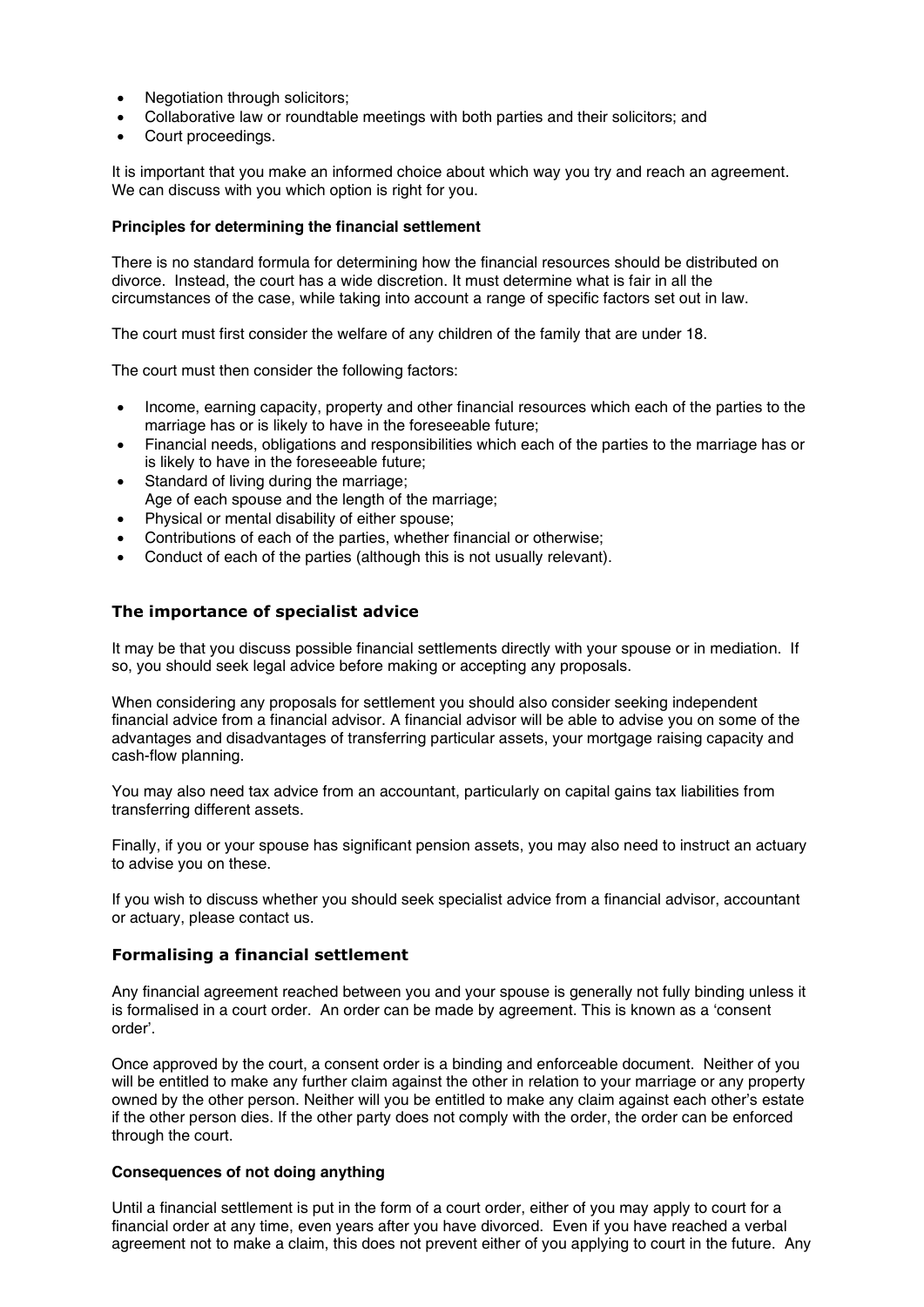- Negotiation through solicitors;
- Collaborative law or roundtable meetings with both parties and their solicitors; and
- Court proceedings.

It is important that you make an informed choice about which way you try and reach an agreement. We can discuss with you which option is right for you.

**Principles for determining the financial settlement**

There is no standard formula for determining how the financial resources should be distributed on divorce. Instead, the court has a wide discretion. It must determine what is fair in all the circumstances of the case, while taking into account a range of specific factors set out in law.

The court must first consider the welfare of any children of the family that are under 18.

The court must then consider the following factors:

- Income, earning capacity, property and other financial resources which each of the parties to the marriage has or is likely to have in the foreseeable future;
- Financial needs, obligations and responsibilities which each of the parties to the marriage has or is likely to have in the foreseeable future;
- Standard of living during the marriage;
  Age of each spouse and the length of the marriage;
- Physical or mental disability of either spouse;
- Contributions of each of the parties, whether financial or otherwise;
- Conduct of each of the parties (although this is not usually relevant).

## The importance of specialist advice

It may be that you discuss possible financial settlements directly with your spouse or in mediation. If so, you should seek legal advice before making or accepting any proposals.

When considering any proposals for settlement you should also consider seeking independent financial advice from a financial advisor. A financial advisor will be able to advise you on some of the advantages and disadvantages of transferring particular assets, your mortgage raising capacity and cash-flow planning.

You may also need tax advice from an accountant, particularly on capital gains tax liabilities from transferring different assets.

Finally, if you or your spouse has significant pension assets, you may also need to instruct an actuary to advise you on these.

If you wish to discuss whether you should seek specialist advice from a financial advisor, accountant or actuary, please contact us.

## Formalising a financial settlement

Any financial agreement reached between you and your spouse is generally not fully binding unless it is formalised in a court order. An order can be made by agreement. This is known as a 'consent order'.

Once approved by the court, a consent order is a binding and enforceable document. Neither of you will be entitled to make any further claim against the other in relation to your marriage or any property owned by the other person. Neither will you be entitled to make any claim against each other's estate if the other person dies. If the other party does not comply with the order, the order can be enforced through the court.

**Consequences of not doing anything**

Until a financial settlement is put in the form of a court order, either of you may apply to court for a financial order at any time, even years after you have divorced. Even if you have reached a verbal agreement not to make a claim, this does not prevent either of you applying to court in the future. Any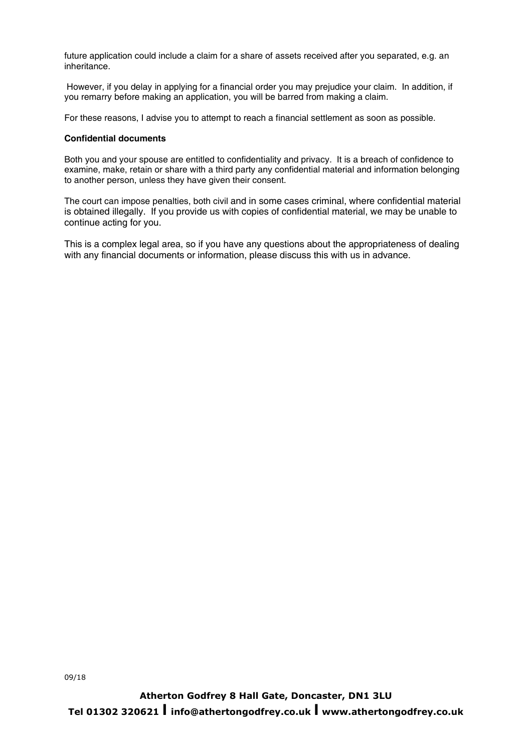future application could include a claim for a share of assets received after you separated, e.g. an inheritance.

However, if you delay in applying for a financial order you may prejudice your claim. In addition, if you remarry before making an application, you will be barred from making a claim.

For these reasons, I advise you to attempt to reach a financial settlement as soon as possible.

**Confidential documents**

Both you and your spouse are entitled to confidentiality and privacy. It is a breach of confidence to examine, make, retain or share with a third party any confidential material and information belonging to another person, unless they have given their consent.

The court can impose penalties, both civil and in some cases criminal, where confidential material is obtained illegally. If you provide us with copies of confidential material, we may be unable to continue acting for you.

This is a complex legal area, so if you have any questions about the appropriateness of dealing with any financial documents or information, please discuss this with us in advance.